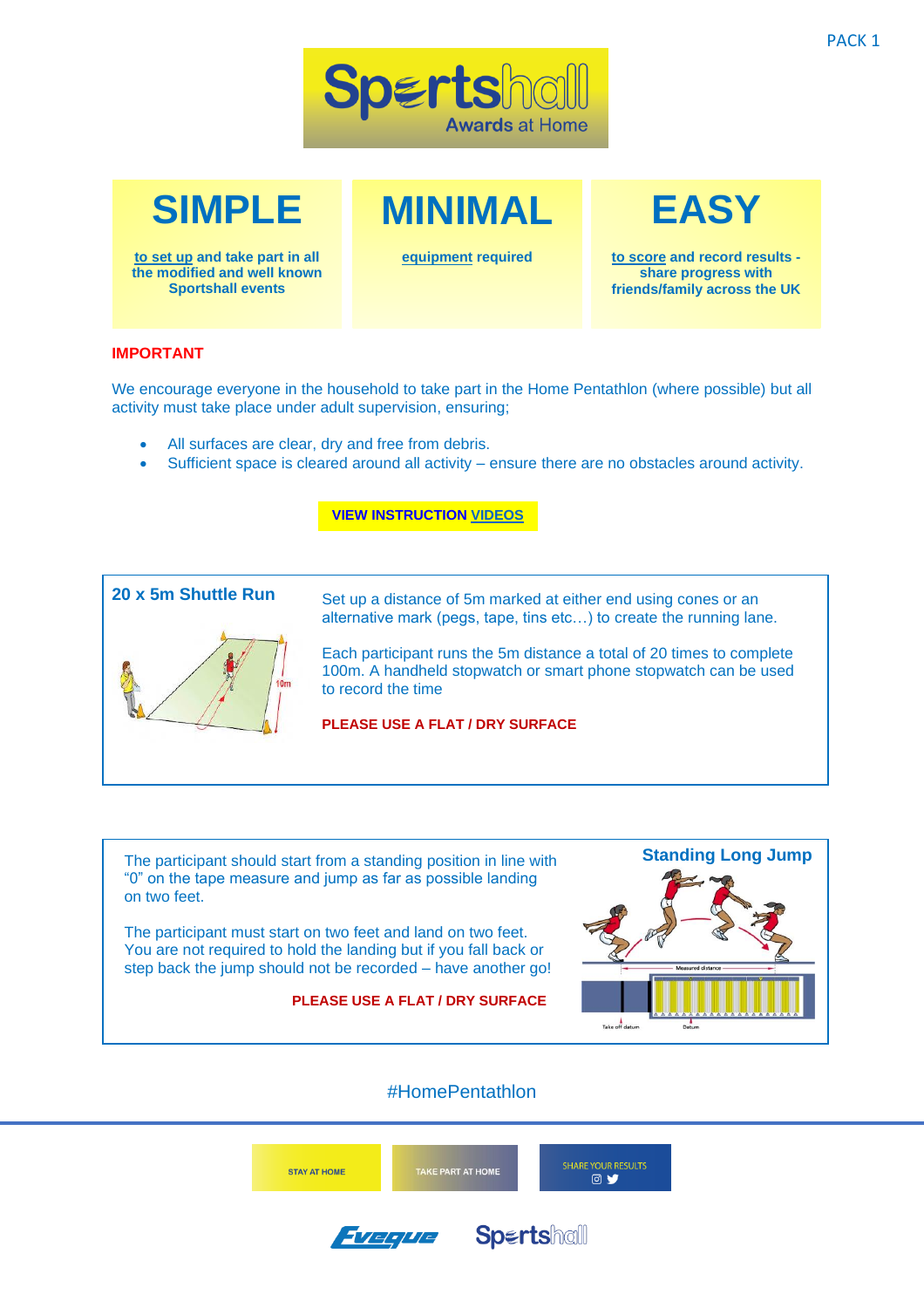PACK 1

# Sportshall Awards at Home

| SIMPLE | MINIMAL | EASY |
|---|---|---|
| **to set up and take part in all the modified and well known Sportshall events** | **equipment required** | **to score and record results - share progress with friends/family across the UK** |

**IMPORTANT**

We encourage everyone in the household to take part in the Home Pentathlon (where possible) but all activity must take place under adult supervision, ensuring;

- All surfaces are clear, dry and free from debris.
- Sufficient space is cleared around all activity – ensure there are no obstacles around activity.

**VIEW INSTRUCTION VIDEOS**

## 20 x 5m Shuttle Run

Set up a distance of 5m marked at either end using cones or an alternative mark (pegs, tape, tins etc…) to create the running lane.

Each participant runs the 5m distance a total of 20 times to complete 100m. A handheld stopwatch or smart phone stopwatch can be used to record the time

**PLEASE USE A FLAT / DRY SURFACE**

## Standing Long Jump

The participant should start from a standing position in line with "0" on the tape measure and jump as far as possible landing on two feet.

The participant must start on two feet and land on two feet. You are not required to hold the landing but if you fall back or step back the jump should not be recorded – have another go!

**PLEASE USE A FLAT / DRY SURFACE**

#HomePentathlon

STAY AT HOME | TAKE PART AT HOME | SHARE YOUR RESULTS

Eveque Sportshall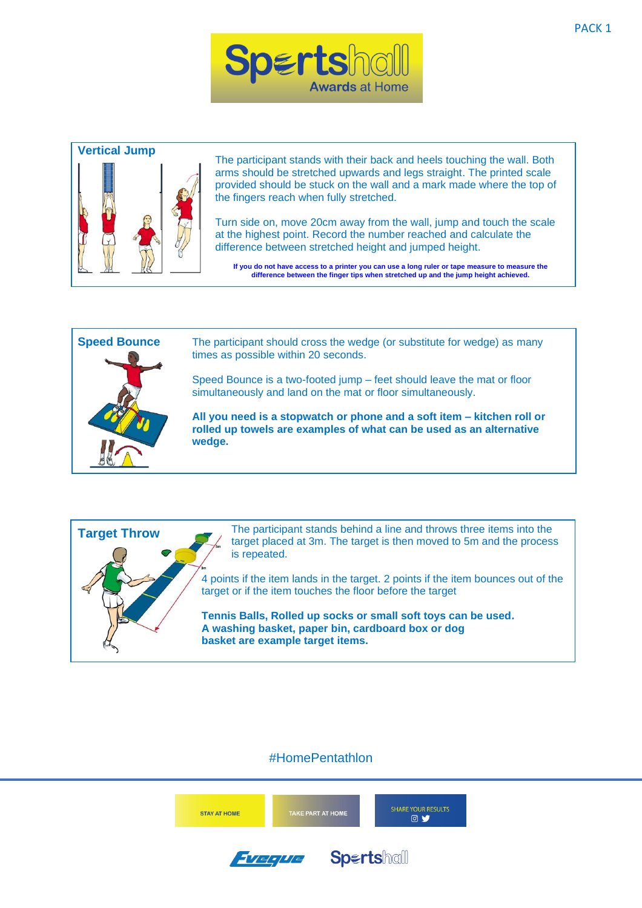PACK 1

Sportshall Awards at Home

## Vertical Jump

The participant stands with their back and heels touching the wall. Both arms should be stretched upwards and legs straight. The printed scale provided should be stuck on the wall and a mark made where the top of the fingers reach when fully stretched.

Turn side on, move 20cm away from the wall, jump and touch the scale at the highest point. Record the number reached and calculate the difference between stretched height and jumped height.

**If you do not have access to a printer you can use a long ruler or tape measure to measure the difference between the finger tips when stretched up and the jump height achieved.**

## Speed Bounce

The participant should cross the wedge (or substitute for wedge) as many times as possible within 20 seconds.

Speed Bounce is a two-footed jump – feet should leave the mat or floor simultaneously and land on the mat or floor simultaneously.

**All you need is a stopwatch or phone and a soft item – kitchen roll or rolled up towels are examples of what can be used as an alternative wedge.**

## Target Throw

The participant stands behind a line and throws three items into the target placed at 3m. The target is then moved to 5m and the process is repeated.

4 points if the item lands in the target. 2 points if the item bounces out of the target or if the item touches the floor before the target

**Tennis Balls, Rolled up socks or small soft toys can be used. A washing basket, paper bin, cardboard box or dog basket are example target items.**

#HomePentathlon

STAY AT HOME | TAKE PART AT HOME | SHARE YOUR RESULTS

Eveque Sportshall